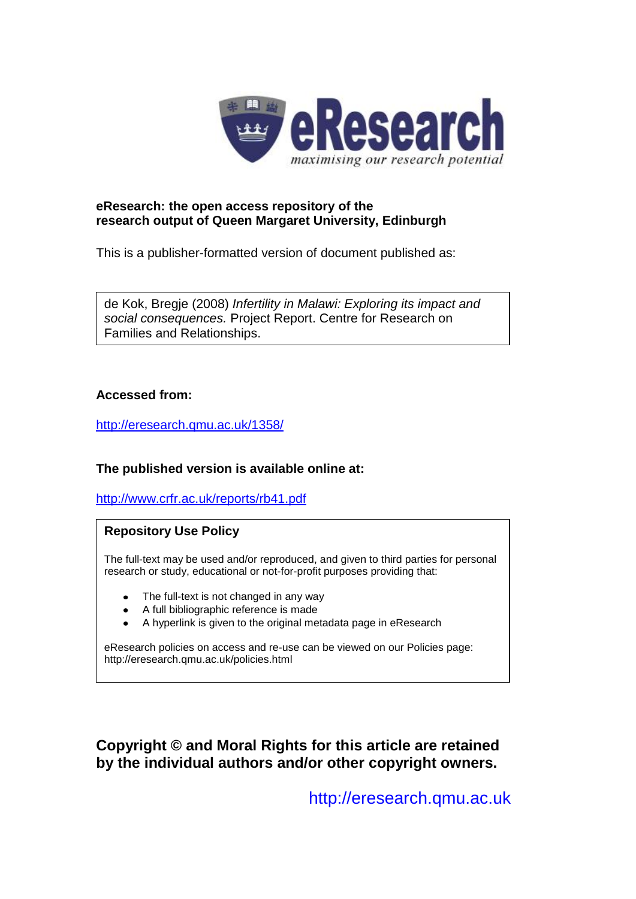eResearch
*maximising our research potential*

**eResearch: the open access repository of the research output of Queen Margaret University, Edinburgh**

This is a publisher-formatted version of document published as:

de Kok, Bregje (2008) *Infertility in Malawi: Exploring its impact and social consequences.* Project Report. Centre for Research on Families and Relationships.

**Accessed from:**

http://eresearch.qmu.ac.uk/1358/

**The published version is available online at:**

http://www.crfr.ac.uk/reports/rb41.pdf

**Repository Use Policy**

The full-text may be used and/or reproduced, and given to third parties for personal research or study, educational or not-for-profit purposes providing that:

- The full-text is not changed in any way
- A full bibliographic reference is made
- A hyperlink is given to the original metadata page in eResearch

eResearch policies on access and re-use can be viewed on our Policies page: http://eresearch.qmu.ac.uk/policies.html

**Copyright © and Moral Rights for this article are retained by the individual authors and/or other copyright owners.**

http://eresearch.qmu.ac.uk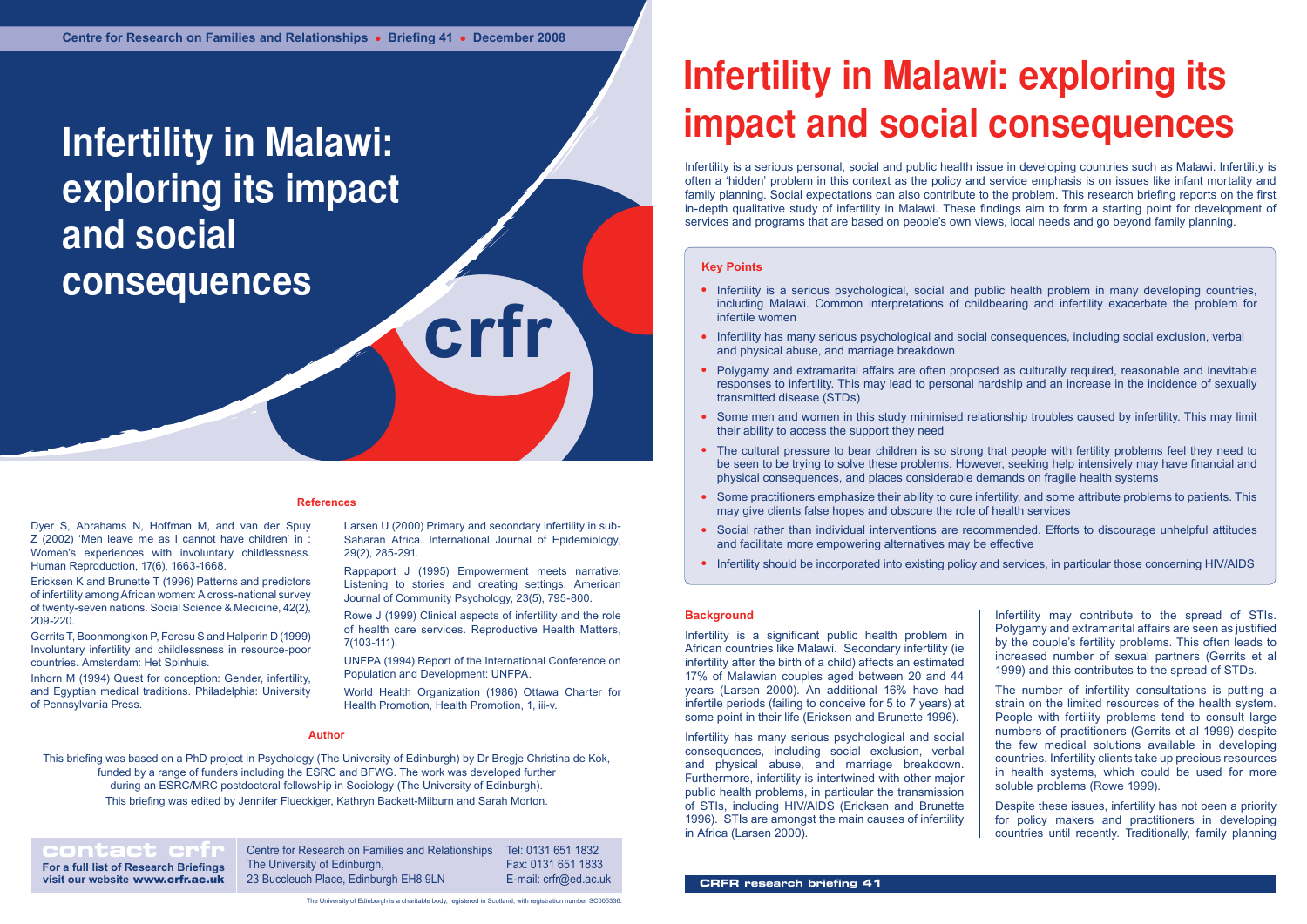# Infertility in Malawi: exploring its impact and social consequences

crfr

## References

Dyer S, Abrahams N, Hoffman M, and van der Spuy Z (2002) 'Men leave me as I cannot have children' in : Women's experiences with involuntary childlessness. Human Reproduction, 17(6), 1663-1668.

Ericksen K and Brunette T (1996) Patterns and predictors of infertility among African women: A cross-national survey of twenty-seven nations. Social Science & Medicine, 42(2), 209-220.

Gerrits T, Boonmongkon P, Feresu S and Halperin D (1999) Involuntary infertility and childlessness in resource-poor countries. Amsterdam: Het Spinhuis.

Inhorn M (1994) Quest for conception: Gender, infertility, and Egyptian medical traditions. Philadelphia: University of Pennsylvania Press.

Larsen U (2000) Primary and secondary infertility in sub-Saharan Africa. International Journal of Epidemiology, 29(2), 285-291.

Rappaport J (1995) Empowerment meets narrative: Listening to stories and creating settings. American Journal of Community Psychology, 23(5), 795-800.

Rowe J (1999) Clinical aspects of infertility and the role of health care services. Reproductive Health Matters, 7(103-111).

UNFPA (1994) Report of the International Conference on Population and Development: UNFPA.

World Health Organization (1986) Ottawa Charter for Health Promotion, Health Promotion, 1, iii-v.

## Author

This briefing was based on a PhD project in Psychology (The University of Edinburgh) by Dr Bregje Christina de Kok, funded by a range of funders including the ESRC and BFWG. The work was developed further during an ESRC/MRC postdoctoral fellowship in Sociology (The University of Edinburgh).

This briefing was edited by Jennifer Flueckiger, Kathryn Backett-Milburn and Sarah Morton.

**contact crfr**

**For a full list of Research Briefings visit our website www.crfr.ac.uk**

Centre for Research on Families and Relationships
The University of Edinburgh,
23 Buccleuch Place, Edinburgh EH8 9LN

Tel: 0131 651 1832
Fax: 0131 651 1833
E-mail: crfr@ed.ac.uk

The University of Edinburgh is a charitable body, registered in Scotland, with registration number SC005336.

# Infertility in Malawi: exploring its impact and social consequences

Infertility is a serious personal, social and public health issue in developing countries such as Malawi. Infertility is often a 'hidden' problem in this context as the policy and service emphasis is on issues like infant mortality and family planning. Social expectations can also contribute to the problem. This research briefing reports on the first in-depth qualitative study of infertility in Malawi. These findings aim to form a starting point for development of services and programs that are based on people's own views, local needs and go beyond family planning.

## Key Points

- Infertility is a serious psychological, social and public health problem in many developing countries, including Malawi. Common interpretations of childbearing and infertility exacerbate the problem for infertile women
- Infertility has many serious psychological and social consequences, including social exclusion, verbal and physical abuse, and marriage breakdown
- Polygamy and extramarital affairs are often proposed as culturally required, reasonable and inevitable responses to infertility. This may lead to personal hardship and an increase in the incidence of sexually transmitted disease (STDs)
- Some men and women in this study minimised relationship troubles caused by infertility. This may limit their ability to access the support they need
- The cultural pressure to bear children is so strong that people with fertility problems feel they need to be seen to be trying to solve these problems. However, seeking help intensively may have financial and physical consequences, and places considerable demands on fragile health systems
- Some practitioners emphasize their ability to cure infertility, and some attribute problems to patients. This may give clients false hopes and obscure the role of health services
- Social rather than individual interventions are recommended. Efforts to discourage unhelpful attitudes and facilitate more empowering alternatives may be effective
- Infertility should be incorporated into existing policy and services, in particular those concerning HIV/AIDS

## Background

Infertility is a significant public health problem in African countries like Malawi. Secondary infertility (ie infertility after the birth of a child) affects an estimated 17% of Malawian couples aged between 20 and 44 years (Larsen 2000). An additional 16% have had infertile periods (failing to conceive for 5 to 7 years) at some point in their life (Ericksen and Brunette 1996).

Infertility has many serious psychological and social consequences, including social exclusion, verbal and physical abuse, and marriage breakdown. Furthermore, infertility is intertwined with other major public health problems, in particular the transmission of STIs, including HIV/AIDS (Ericksen and Brunette 1996). STIs are amongst the main causes of infertility in Africa (Larsen 2000).

Infertility may contribute to the spread of STIs. Polygamy and extramarital affairs are seen as justified by the couple's fertility problems. This often leads to increased number of sexual partners (Gerrits et al 1999) and this contributes to the spread of STDs.

The number of infertility consultations is putting a strain on the limited resources of the health system. People with fertility problems tend to consult large numbers of practitioners (Gerrits et al 1999) despite the few medical solutions available in developing countries. Infertility clients take up precious resources in health systems, which could be used for more soluble problems (Rowe 1999).

Despite these issues, infertility has not been a priority for policy makers and practitioners in developing countries until recently. Traditionally, family planning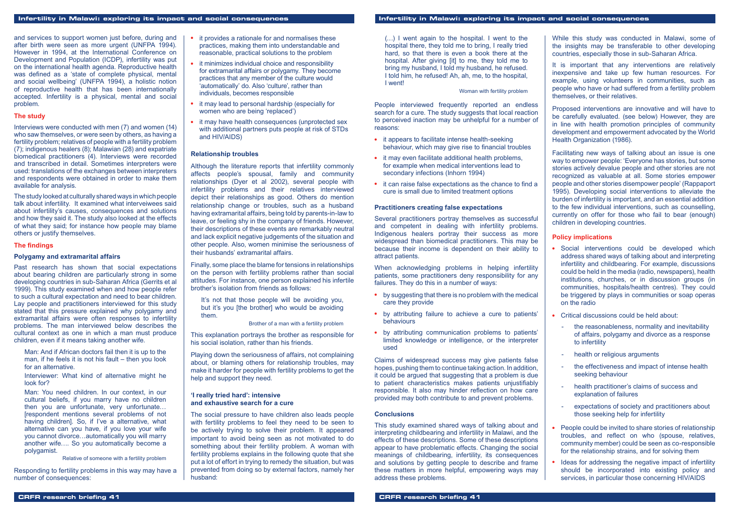and services to support women just before, during and after birth were seen as more urgent (UNFPA 1994). However in 1994, at the International Conference on Development and Population (ICDP), infertility was put on the international health agenda. Reproductive health was defined as a 'state of complete physical, mental and social wellbeing' (UNFPA 1994), a holistic notion of reproductive health that has been internationally accepted. Infertility is a physical, mental and social problem.

## The study

Interviews were conducted with men (7) and women (14) who saw themselves, or were seen by others, as having a fertility problem; relatives of people with a fertility problem (7); indigenous healers (8); Malawian (28) and expatriate biomedical practitioners (4). Interviews were recorded and transcribed in detail. Sometimes interpreters were used: translations of the exchanges between interpreters and respondents were obtained in order to make them available for analysis.

The study looked at culturally shared ways in which people talk about infertility. It examined what interviewees said about infertility's causes, consequences and solutions and how they said it. The study also looked at the effects of what they said; for instance how people may blame others or justify themselves.

## The findings

### Polygamy and extramarital affairs

Past research has shown that social expectations about bearing children are particularly strong in some developing countries in sub-Saharan Africa (Gerrits et al 1999). This study examined when and how people refer to such a cultural expectation and need to bear children. Lay people and practitioners interviewed for this study stated that this pressure explained why polygamy and extramarital affairs were often responses to infertility problems. The man interviewed below describes the cultural context as one in which a man must produce children, even if it means taking another wife.

> Man: And if African doctors fail then it is up to the man, if he feels it is not his fault – then you look for an alternative.
>
> Interviewer: What kind of alternative might he look for?
>
> Man: You need children. In our context, in our cultural beliefs, if you marry have no children then you are unfortunate, very unfortunate… [respondent mentions several problems of not having children]. So, if I've a alternative, what alternative can you have, if you love your wife you cannot divorce…automatically you will marry another wife…. So you automatically become a polygamist.
>
> Relative of someone with a fertility problem

Responding to fertility problems in this way may have a number of consequences:

- it provides a rationale for and normalises these practices, making them into understandable and reasonable, practical solutions to the problem
- it minimizes individual choice and responsibility for extramarital affairs or polygamy. They become practices that any member of the culture would 'automatically' do. Also 'culture', rather than individuals, becomes responsible
- it may lead to personal hardship (especially for women who are being 'replaced')
- it may have health consequences (unprotected sex with additional partners puts people at risk of STDs and HIV/AIDS)

### Relationship troubles

Although the literature reports that infertility commonly affects people's spousal, family and community relationships (Dyer et al 2002), several people with infertility problems and their relatives interviewed depict their relationships as good. Others do mention relationship change or troubles, such as a husband having extramarital affairs, being told by parents-in-law to leave, or feeling shy in the company of friends. However, their descriptions of these events are remarkably neutral and lack explicit negative judgements of the situation and other people. Also, women minimise the seriousness of their husbands' extramarital affairs.

Finally, some place the blame for tensions in relationships on the person with fertility problems rather than social attitudes. For instance, one person explained his infertile brother's isolation from friends as follows:

> It's not that those people will be avoiding you, but it's you [the brother] who would be avoiding them.
>
> Brother of a man with a fertility problem

This explanation portrays the brother as responsible for his social isolation, rather than his friends.

Playing down the seriousness of affairs, not complaining about, or blaming others for relationship troubles, may make it harder for people with fertility problems to get the help and support they need.

### 'I really tried hard': intensive and exhaustive search for a cure

The social pressure to have children also leads people with fertility problems to feel they need to be seen to be actively trying to solve their problem. It appeared important to avoid being seen as not motivated to do something about their fertility problem. A woman with fertility problems explains in the following quote that she put a lot of effort in trying to remedy the situation, but was prevented from doing so by external factors, namely her husband:

> (…) I went again to the hospital. I went to the hospital there, they told me to bring, I really tried hard, so that there is even a book there at the hospital. After giving [it] to me, they told me to bring my husband, I told my husband, he refused. I told him, he refused! Ah, ah, me, to the hospital, I went!
>
> Woman with fertility problem

People interviewed frequently reported an endless search for a cure. The study suggests that local reaction to perceived inaction may be unhelpful for a number of reasons:

- it appears to facilitate intense health-seeking behaviour, which may give rise to financial troubles
- it may even facilitate additional health problems, for example when medical interventions lead to secondary infections (Inhorn 1994)
- it can raise false expectations as the chance to find a cure is small due to limited treatment options

### Practitioners creating false expectations

Several practitioners portray themselves as successful and competent in dealing with infertility problems. Indigenous healers portray their success as more widespread than biomedical practitioners. This may be because their income is dependent on their ability to attract patients.

When acknowledging problems in helping infertility patients, some practitioners deny responsibility for any failures. They do this in a number of ways:

- by suggesting that there is no problem with the medical care they provide
- by attributing failure to achieve a cure to patients' behaviours
- by attributing communication problems to patients' limited knowledge or intelligence, or the interpreter used

Claims of widespread success may give patients false hopes, pushing them to continue taking action. In addition, it could be argued that suggesting that a problem is due to patient characteristics makes patients unjustifiably responsible. It also may hinder reflection on how care provided may both contribute to and prevent problems.

## Conclusions

This study examined shared ways of talking about and interpreting childbearing and infertility in Malawi, and the effects of these descriptions. Some of these descriptions appear to have problematic effects. Changing the social meanings of childbearing, infertility, its consequences and solutions by getting people to describe and frame these matters in more helpful, empowering ways may address these problems.

While this study was conducted in Malawi, some of the insights may be transferable to other developing countries, especially those in sub-Saharan Africa.

It is important that any interventions are relatively inexpensive and take up few human resources. For example, using volunteers in communities, such as people who have or had suffered from a fertility problem themselves, or their relatives.

Proposed interventions are innovative and will have to be carefully evaluated. (see below) However, they are in line with health promotion principles of community development and empowerment advocated by the World Health Organization (1986).

Facilitating new ways of talking about an issue is one way to empower people: 'Everyone has stories, but some stories actively devalue people and other stories are not recognized as valuable at all. Some stories empower people and other stories disempower people' (Rappaport 1995). Developing social interventions to alleviate the burden of infertility is important, and an essential addition to the few individual interventions, such as counselling, currently on offer for those who fail to bear (enough) children in developing countries.

## Policy implications

- Social interventions could be developed which address shared ways of talking about and interpreting infertility and childbearing. For example, discussions could be held in the media (radio, newspapers), health institutions, churches, or in discussion groups (in communities, hospitals/health centres). They could be triggered by plays in communities or soap operas on the radio
- Critical discussions could be held about:
  - the reasonableness, normality and inevitability of affairs, polygamy and divorce as a response to infertility
  - health or religious arguments
  - the effectiveness and impact of intense health seeking behaviour
  - health practitioner's claims of success and explanation of failures
  - expectations of society and practitioners about those seeking help for infertility
- People could be invited to share stories of relationship troubles, and reflect on who (spouse, relatives, community member) could be seen as co-responsible for the relationship strains, and for solving them
- Ideas for addressing the negative impact of infertility should be incorporated into existing policy and services, in particular those concerning HIV/AIDS